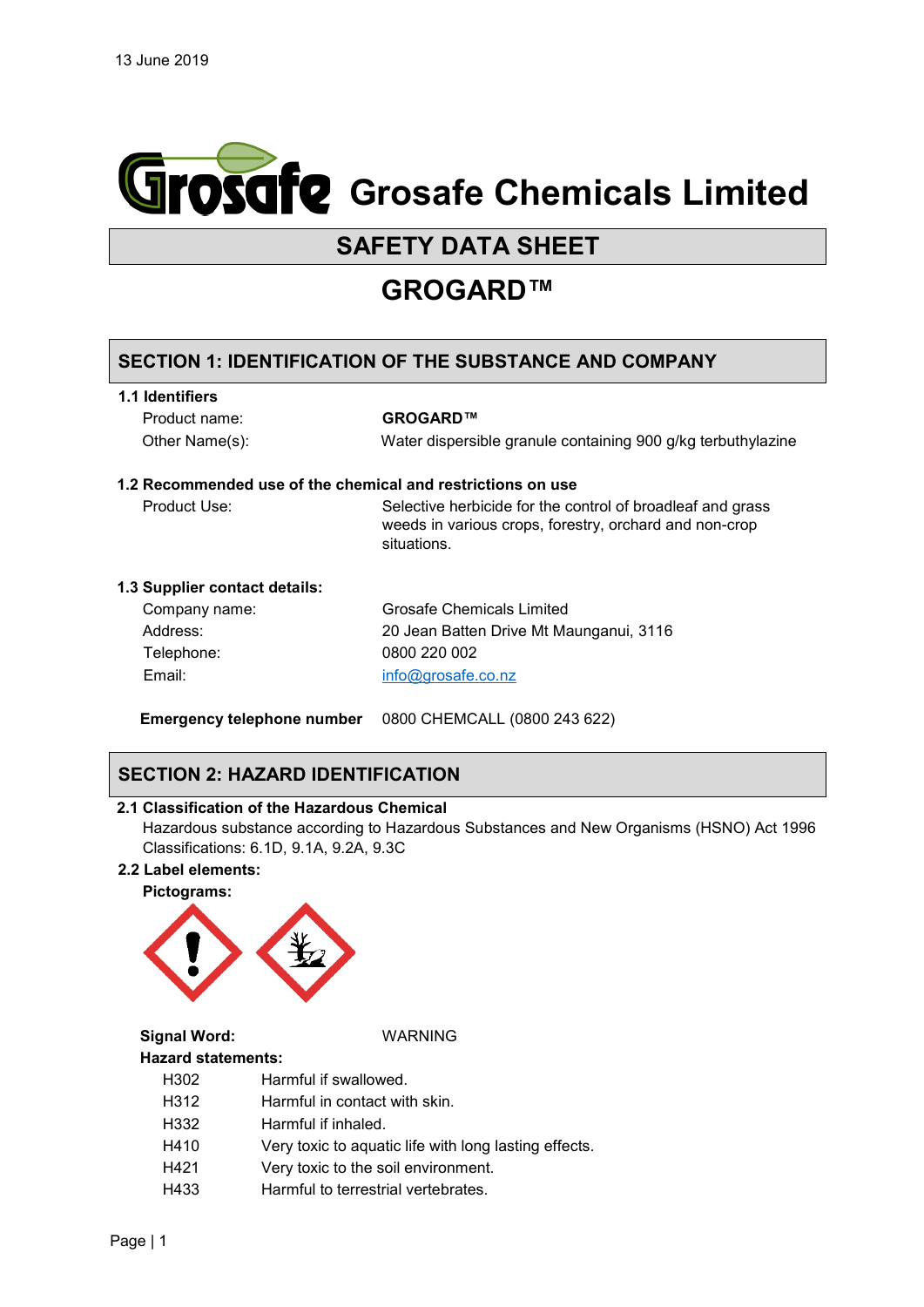13 June 2019

# Grosafe Chemicals Limited

## SAFETY DATA SHEET

# GROGARD™

## SECTION 1: IDENTIFICATION OF THE SUBSTANCE AND COMPANY

### 1.1 Identifiers

| | |
|---|---|
| Product name: | **GROGARD™** |
| Other Name(s): | Water dispersible granule containing 900 g/kg terbuthylazine |

### 1.2 Recommended use of the chemical and restrictions on use

| | |
|---|---|
| Product Use: | Selective herbicide for the control of broadleaf and grass weeds in various crops, forestry, orchard and non-crop situations. |

### 1.3 Supplier contact details:

| | |
|---|---|
| Company name: | Grosafe Chemicals Limited |
| Address: | 20 Jean Batten Drive Mt Maunganui, 3116 |
| Telephone: | 0800 220 002 |
| Email: | info@grosafe.co.nz |

**Emergency telephone number** 0800 CHEMCALL (0800 243 622)

## SECTION 2: HAZARD IDENTIFICATION

### 2.1 Classification of the Hazardous Chemical

Hazardous substance according to Hazardous Substances and New Organisms (HSNO) Act 1996
Classifications: 6.1D, 9.1A, 9.2A, 9.3C

### 2.2 Label elements:

**Pictograms:**

**Signal Word:** WARNING

**Hazard statements:**

| | |
|---|---|
| H302 | Harmful if swallowed. |
| H312 | Harmful in contact with skin. |
| H332 | Harmful if inhaled. |
| H410 | Very toxic to aquatic life with long lasting effects. |
| H421 | Very toxic to the soil environment. |
| H433 | Harmful to terrestrial vertebrates. |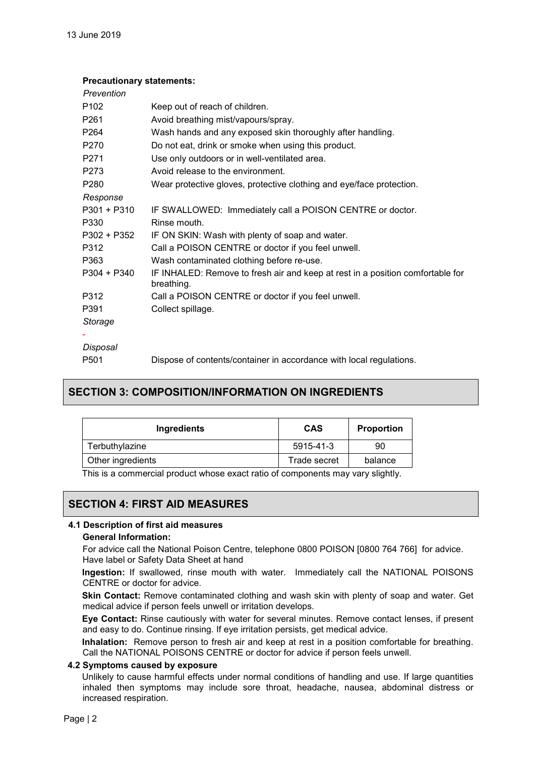13 June 2019

**Precautionary statements:**

*Prevention*

| | |
|---|---|
| P102 | Keep out of reach of children. |
| P261 | Avoid breathing mist/vapours/spray. |
| P264 | Wash hands and any exposed skin thoroughly after handling. |
| P270 | Do not eat, drink or smoke when using this product. |
| P271 | Use only outdoors or in well-ventilated area. |
| P273 | Avoid release to the environment. |
| P280 | Wear protective gloves, protective clothing and eye/face protection. |

*Response*

| | |
|---|---|
| P301 + P310 | IF SWALLOWED: Immediately call a POISON CENTRE or doctor. |
| P330 | Rinse mouth. |
| P302 + P352 | IF ON SKIN: Wash with plenty of soap and water. |
| P312 | Call a POISON CENTRE or doctor if you feel unwell. |
| P363 | Wash contaminated clothing before re-use. |
| P304 + P340 | IF INHALED: Remove to fresh air and keep at rest in a position comfortable for breathing. |
| P312 | Call a POISON CENTRE or doctor if you feel unwell. |
| P391 | Collect spillage. |

*Storage*

-

*Disposal*

| | |
|---|---|
| P501 | Dispose of contents/container in accordance with local regulations. |

## SECTION 3: COMPOSITION/INFORMATION ON INGREDIENTS

| Ingredients | CAS | Proportion |
|---|---|---|
| Terbuthylazine | 5915-41-3 | 90 |
| Other ingredients | Trade secret | balance |

This is a commercial product whose exact ratio of components may vary slightly.

## SECTION 4: FIRST AID MEASURES

### 4.1 Description of first aid measures

**General Information:**

For advice call the National Poison Centre, telephone 0800 POISON [0800 764 766] for advice. Have label or Safety Data Sheet at hand

**Ingestion:** If swallowed, rinse mouth with water. Immediately call the NATIONAL POISONS CENTRE or doctor for advice.

**Skin Contact:** Remove contaminated clothing and wash skin with plenty of soap and water. Get medical advice if person feels unwell or irritation develops.

**Eye Contact:** Rinse cautiously with water for several minutes. Remove contact lenses, if present and easy to do. Continue rinsing. If eye irritation persists, get medical advice.

**Inhalation:** Remove person to fresh air and keep at rest in a position comfortable for breathing. Call the NATIONAL POISONS CENTRE or doctor for advice if person feels unwell.

### 4.2 Symptoms caused by exposure

Unlikely to cause harmful effects under normal conditions of handling and use. If large quantities inhaled then symptoms may include sore throat, headache, nausea, abdominal distress or increased respiration.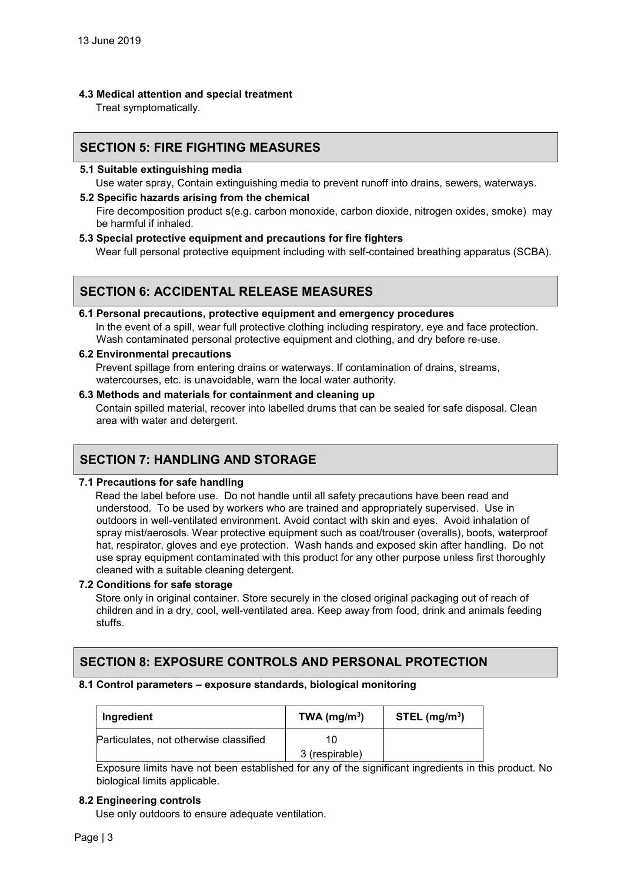#### 4.3 Medical attention and special treatment

Treat symptomatically.

## SECTION 5: FIRE FIGHTING MEASURES

#### 5.1 Suitable extinguishing media

Use water spray, Contain extinguishing media to prevent runoff into drains, sewers, waterways.

#### 5.2 Specific hazards arising from the chemical

Fire decomposition product s(e.g. carbon monoxide, carbon dioxide, nitrogen oxides, smoke) may be harmful if inhaled.

#### 5.3 Special protective equipment and precautions for fire fighters

Wear full personal protective equipment including with self-contained breathing apparatus (SCBA).

## SECTION 6: ACCIDENTAL RELEASE MEASURES

#### 6.1 Personal precautions, protective equipment and emergency procedures

In the event of a spill, wear full protective clothing including respiratory, eye and face protection. Wash contaminated personal protective equipment and clothing, and dry before re-use.

#### 6.2 Environmental precautions

Prevent spillage from entering drains or waterways. If contamination of drains, streams, watercourses, etc. is unavoidable, warn the local water authority.

#### 6.3 Methods and materials for containment and cleaning up

Contain spilled material, recover into labelled drums that can be sealed for safe disposal. Clean area with water and detergent.

## SECTION 7: HANDLING AND STORAGE

#### 7.1 Precautions for safe handling

Read the label before use. Do not handle until all safety precautions have been read and understood. To be used by workers who are trained and appropriately supervised. Use in outdoors in well-ventilated environment. Avoid contact with skin and eyes. Avoid inhalation of spray mist/aerosols. Wear protective equipment such as coat/trouser (overalls), boots, waterproof hat, respirator, gloves and eye protection. Wash hands and exposed skin after handling. Do not use spray equipment contaminated with this product for any other purpose unless first thoroughly cleaned with a suitable cleaning detergent.

#### 7.2 Conditions for safe storage

Store only in original container. Store securely in the closed original packaging out of reach of children and in a dry, cool, well-ventilated area. Keep away from food, drink and animals feeding stuffs.

## SECTION 8: EXPOSURE CONTROLS AND PERSONAL PROTECTION

#### 8.1 Control parameters – exposure standards, biological monitoring

| Ingredient | TWA (mg/m$^3$) | STEL (mg/m$^3$) |
|---|---|---|
| Particulates, not otherwise classified | 10<br>3 (respirable) | |

Exposure limits have not been established for any of the significant ingredients in this product. No biological limits applicable.

#### 8.2 Engineering controls

Use only outdoors to ensure adequate ventilation.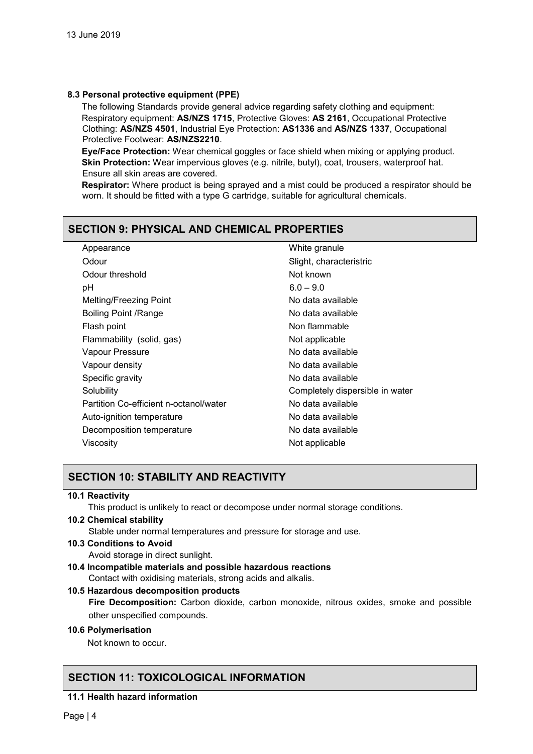### 8.3 Personal protective equipment (PPE)

The following Standards provide general advice regarding safety clothing and equipment: Respiratory equipment: **AS/NZS 1715**, Protective Gloves: **AS 2161**, Occupational Protective Clothing: **AS/NZS 4501**, Industrial Eye Protection: **AS1336** and **AS/NZS 1337**, Occupational Protective Footwear: **AS/NZS2210**.

**Eye/Face Protection:** Wear chemical goggles or face shield when mixing or applying product.

**Skin Protection:** Wear impervious gloves (e.g. nitrile, butyl), coat, trousers, waterproof hat. Ensure all skin areas are covered.

**Respirator:** Where product is being sprayed and a mist could be produced a respirator should be worn. It should be fitted with a type G cartridge, suitable for agricultural chemicals.

## SECTION 9: PHYSICAL AND CHEMICAL PROPERTIES

| | |
|---|---|
| Appearance | White granule |
| Odour | Slight, characteristic |
| Odour threshold | Not known |
| pH | 6.0 – 9.0 |
| Melting/Freezing Point | No data available |
| Boiling Point /Range | No data available |
| Flash point | Non flammable |
| Flammability (solid, gas) | Not applicable |
| Vapour Pressure | No data available |
| Vapour density | No data available |
| Specific gravity | No data available |
| Solubility | Completely dispersible in water |
| Partition Co-efficient n-octanol/water | No data available |
| Auto-ignition temperature | No data available |
| Decomposition temperature | No data available |
| Viscosity | Not applicable |

## SECTION 10: STABILITY AND REACTIVITY

### 10.1 Reactivity

This product is unlikely to react or decompose under normal storage conditions.

### 10.2 Chemical stability

Stable under normal temperatures and pressure for storage and use.

### 10.3 Conditions to Avoid

Avoid storage in direct sunlight.

### 10.4 Incompatible materials and possible hazardous reactions

Contact with oxidising materials, strong acids and alkalis.

### 10.5 Hazardous decomposition products

**Fire Decomposition:** Carbon dioxide, carbon monoxide, nitrous oxides, smoke and possible other unspecified compounds.

### 10.6 Polymerisation

Not known to occur.

## SECTION 11: TOXICOLOGICAL INFORMATION

### 11.1 Health hazard information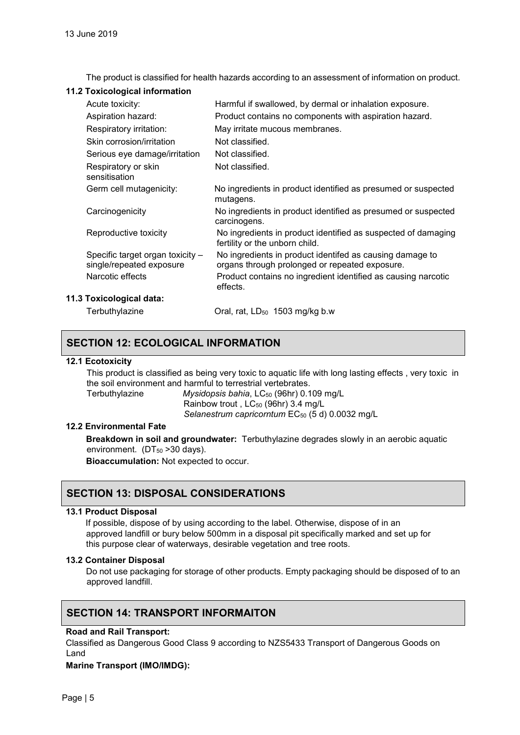The product is classified for health hazards according to an assessment of information on product.

### 11.2 Toxicological information

| | |
|---|---|
| Acute toxicity: | Harmful if swallowed, by dermal or inhalation exposure. |
| Aspiration hazard: | Product contains no components with aspiration hazard. |
| Respiratory irritation: | May irritate mucous membranes. |
| Skin corrosion/irritation | Not classified. |
| Serious eye damage/irritation | Not classified. |
| Respiratory or skin sensitisation | Not classified. |
| Germ cell mutagenicity: | No ingredients in product identified as presumed or suspected mutagens. |
| Carcinogenicity | No ingredients in product identified as presumed or suspected carcinogens. |
| Reproductive toxicity | No ingredients in product identified as suspected of damaging fertility or the unborn child. |
| Specific target organ toxicity – single/repeated exposure | No ingredients in product identifed as causing damage to organs through prolonged or repeated exposure. |
| Narcotic effects | Product contains no ingredient identified as causing narcotic effects. |

### 11.3 Toxicological data:

Terbuthylazine   Oral, rat, $LD_{50}$ 1503 mg/kg b.w

## SECTION 12: ECOLOGICAL INFORMATION

### 12.1 Ecotoxicity

This product is classified as being very toxic to aquatic life with long lasting effects , very toxic in the soil environment and harmful to terrestrial vertebrates.

Terbuthylazine   *Mysidopsis bahia*, $LC_{50}$ (96hr) 0.109 mg/L
Rainbow trout , $LC_{50}$ (96hr) 3.4 mg/L
*Selanestrum capricorntum* $EC_{50}$ (5 d) 0.0032 mg/L

### 12.2 Environmental Fate

**Breakdown in soil and groundwater:** Terbuthylazine degrades slowly in an aerobic aquatic environment. ($DT_{50}$ >30 days).

**Bioaccumulation:** Not expected to occur.

## SECTION 13: DISPOSAL CONSIDERATIONS

### 13.1 Product Disposal

If possible, dispose of by using according to the label. Otherwise, dispose of in an approved landfill or bury below 500mm in a disposal pit specifically marked and set up for this purpose clear of waterways, desirable vegetation and tree roots.

### 13.2 Container Disposal

Do not use packaging for storage of other products. Empty packaging should be disposed of to an approved landfill.

## SECTION 14: TRANSPORT INFORMAITON

**Road and Rail Transport:**

Classified as Dangerous Good Class 9 according to NZS5433 Transport of Dangerous Goods on Land

**Marine Transport (IMO/IMDG):**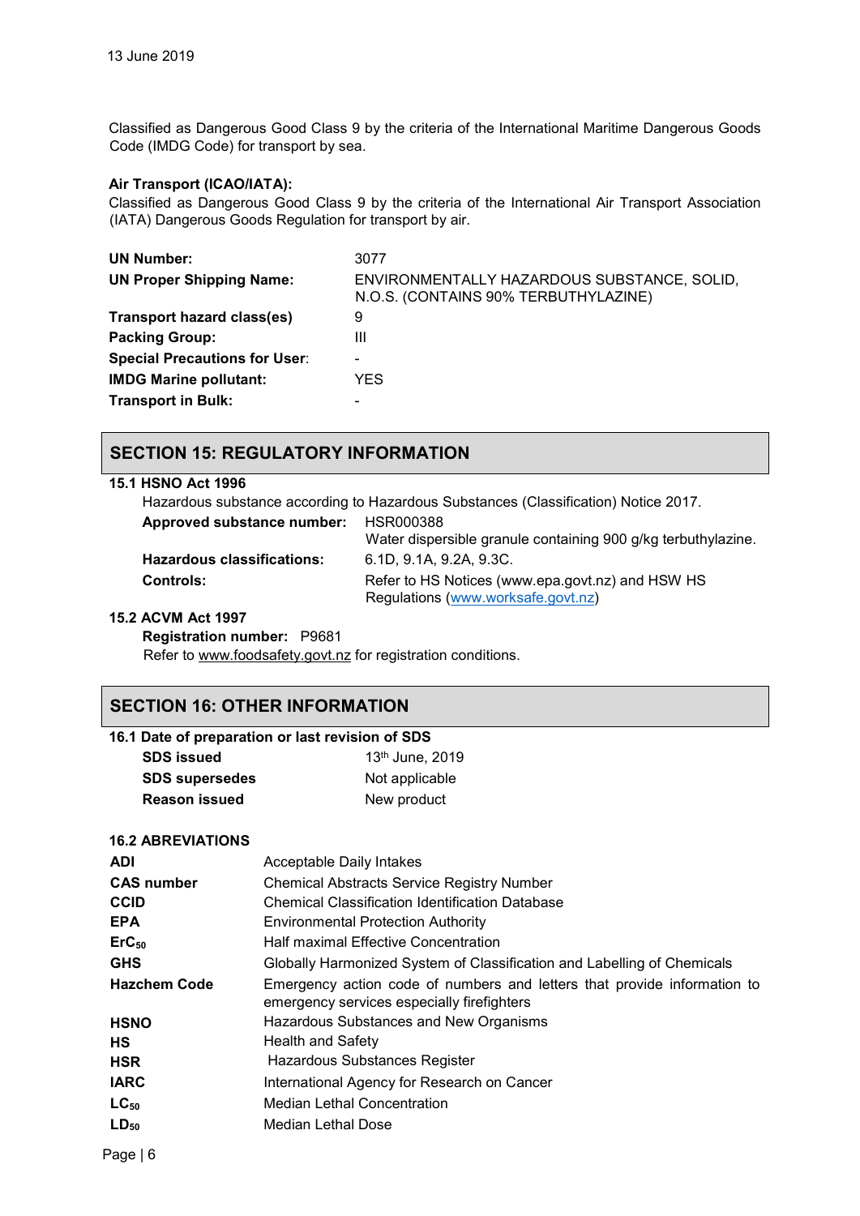Classified as Dangerous Good Class 9 by the criteria of the International Maritime Dangerous Goods Code (IMDG Code) for transport by sea.

**Air Transport (ICAO/IATA):**
Classified as Dangerous Good Class 9 by the criteria of the International Air Transport Association (IATA) Dangerous Goods Regulation for transport by air.

| | |
|---|---|
| **UN Number:** | 3077 |
| **UN Proper Shipping Name:** | ENVIRONMENTALLY HAZARDOUS SUBSTANCE, SOLID, N.O.S. (CONTAINS 90% TERBUTHYLAZINE) |
| **Transport hazard class(es)** | 9 |
| **Packing Group:** | III |
| **Special Precautions for User:** | - |
| **IMDG Marine pollutant:** | YES |
| **Transport in Bulk:** | - |

## SECTION 15: REGULATORY INFORMATION

### 15.1 HSNO Act 1996

Hazardous substance according to Hazardous Substances (Classification) Notice 2017.

| | |
|---|---|
| **Approved substance number:** | HSR000388<br>Water dispersible granule containing 900 g/kg terbuthylazine. |
| **Hazardous classifications:** | 6.1D, 9.1A, 9.2A, 9.3C. |
| **Controls:** | Refer to HS Notices (www.epa.govt.nz) and HSW HS Regulations (www.worksafe.govt.nz) |

### 15.2 ACVM Act 1997

**Registration number:** P9681

Refer to www.foodsafety.govt.nz for registration conditions.

## SECTION 16: OTHER INFORMATION

### 16.1 Date of preparation or last revision of SDS

| | |
|---|---|
| **SDS issued** | 13th June, 2019 |
| **SDS supersedes** | Not applicable |
| **Reason issued** | New product |

### 16.2 ABBREVIATIONS

| | |
|---|---|
| **ADI** | Acceptable Daily Intakes |
| **CAS number** | Chemical Abstracts Service Registry Number |
| **CCID** | Chemical Classification Identification Database |
| **EPA** | Environmental Protection Authority |
| **$ErC_{50}$** | Half maximal Effective Concentration |
| **GHS** | Globally Harmonized System of Classification and Labelling of Chemicals |
| **Hazchem Code** | Emergency action code of numbers and letters that provide information to emergency services especially firefighters |
| **HSNO** | Hazardous Substances and New Organisms |
| **HS** | Health and Safety |
| **HSR** | Hazardous Substances Register |
| **IARC** | International Agency for Research on Cancer |
| **$LC_{50}$** | Median Lethal Concentration |
| **$LD_{50}$** | Median Lethal Dose |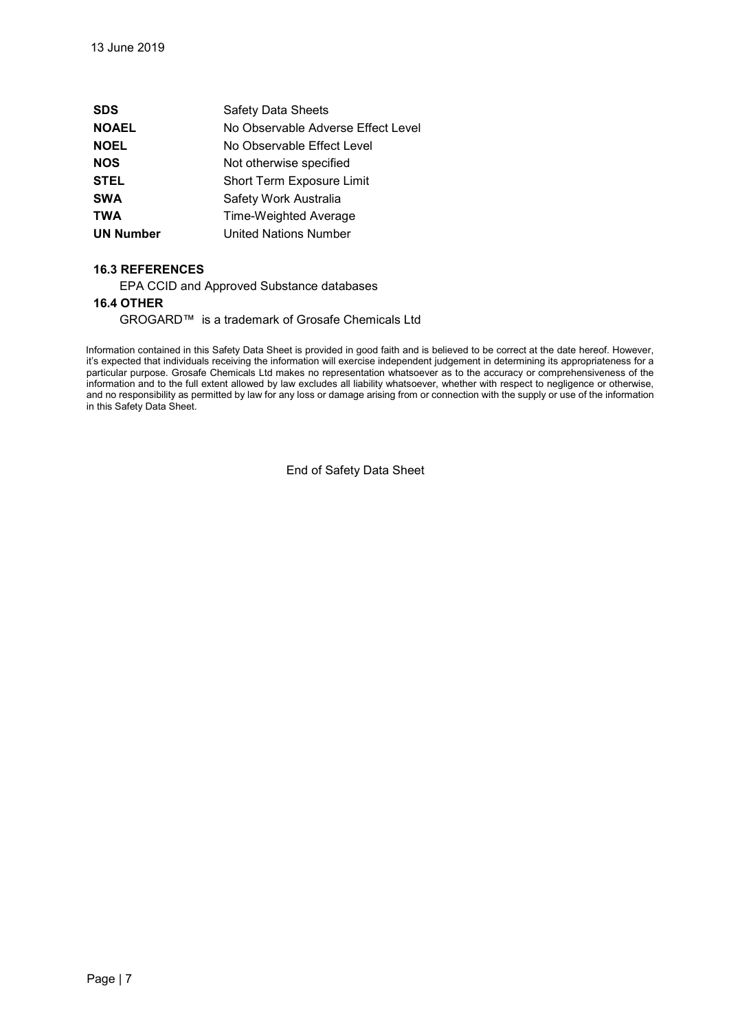| | |
|---|---|
| **SDS** | Safety Data Sheets |
| **NOAEL** | No Observable Adverse Effect Level |
| **NOEL** | No Observable Effect Level |
| **NOS** | Not otherwise specified |
| **STEL** | Short Term Exposure Limit |
| **SWA** | Safety Work Australia |
| **TWA** | Time-Weighted Average |
| **UN Number** | United Nations Number |

### 16.3 REFERENCES

EPA CCID and Approved Substance databases

### 16.4 OTHER

GROGARD™ is a trademark of Grosafe Chemicals Ltd

Information contained in this Safety Data Sheet is provided in good faith and is believed to be correct at the date hereof. However, it's expected that individuals receiving the information will exercise independent judgement in determining its appropriateness for a particular purpose. Grosafe Chemicals Ltd makes no representation whatsoever as to the accuracy or comprehensiveness of the information and to the full extent allowed by law excludes all liability whatsoever, whether with respect to negligence or otherwise, and no responsibility as permitted by law for any loss or damage arising from or connection with the supply or use of the information in this Safety Data Sheet.

End of Safety Data Sheet